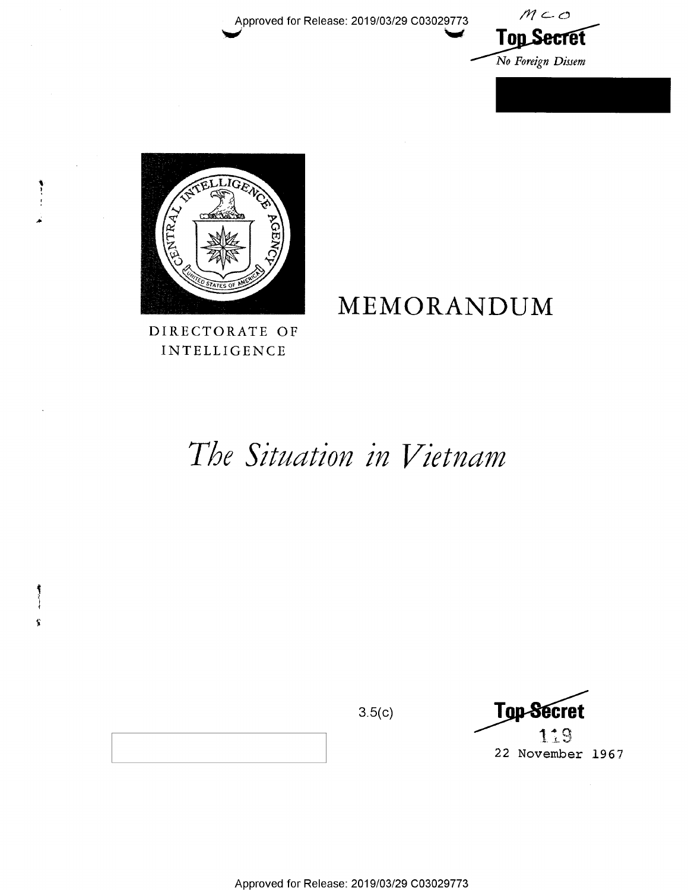Approved for Release: 2019/03/29 C03029773

MCO

**Top Secret**

*No Foreign Dissem*

MEMORANDUM

DIRECTORATE OF INTELLIGENCE

# *The Situation in Vietnam*

3.5(c)

**Top Secret**

119

22 November 1967

Approved for Release: 2019/03/29 C03029773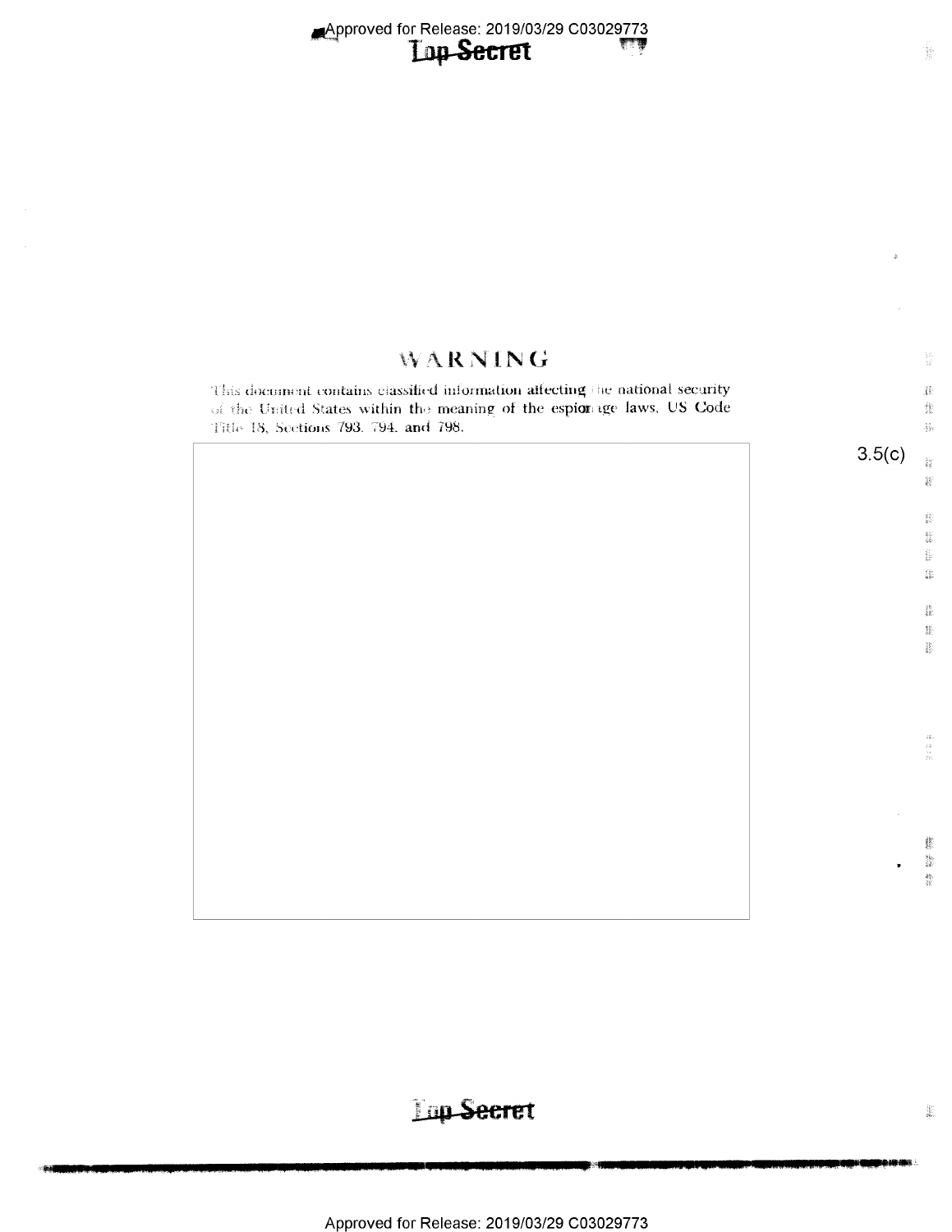# WARNING

This document contains classified information affecting the national security of the United States within the meaning of the espionage laws, US Code Title 18, Sections 793, 794, and 798.

3.5(c)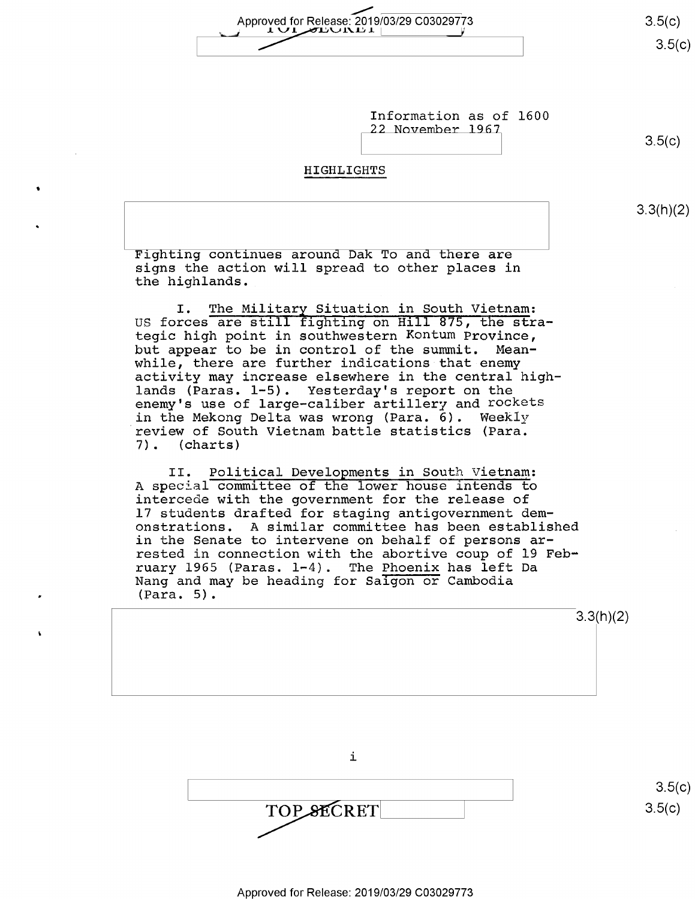Information as of 1600
22 November 1967

## HIGHLIGHTS

Fighting continues around Dak To and there are signs the action will spread to other places in the highlands.

I. The Military Situation in South Vietnam: US forces are still fighting on Hill 875, the strategic high point in southwestern Kontum Province, but appear to be in control of the summit. Meanwhile, there are further indications that enemy activity may increase elsewhere in the central highlands (Paras. 1-5). Yesterday's report on the enemy's use of large-caliber artillery and rockets in the Mekong Delta was wrong (Para. 6). Weekly review of South Vietnam battle statistics (Para. 7). (charts)

II. Political Developments in South Vietnam: A special committee of the lower house intends to intercede with the government for the release of 17 students drafted for staging antigovernment demonstrations. A similar committee has been established in the Senate to intervene on behalf of persons arrested in connection with the abortive coup of 19 February 1965 (Paras. 1-4). The Phoenix has left Da Nang and may be heading for Saigon or Cambodia (Para. 5).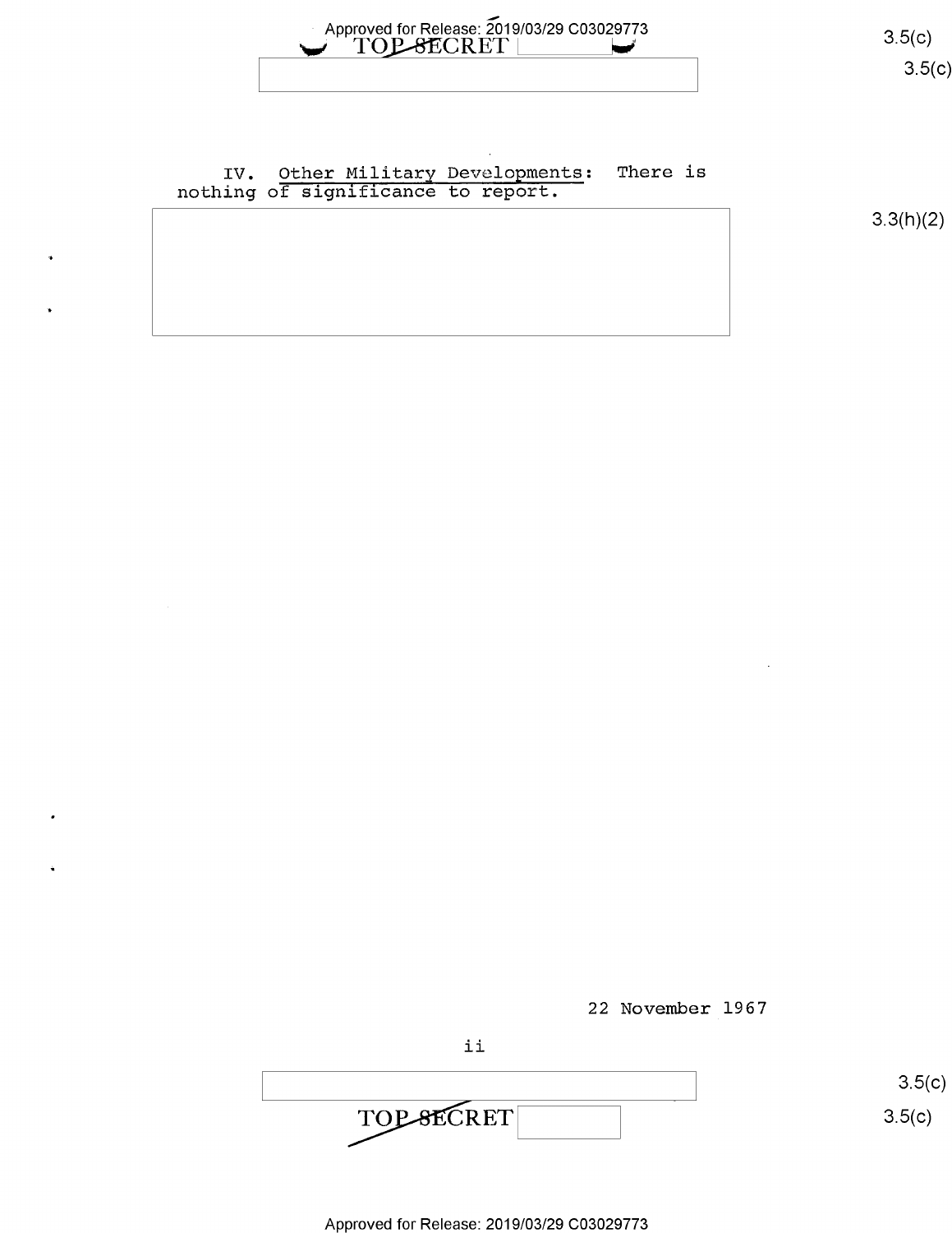IV. Other Military Developments: There is nothing of significance to report.

22 November 1967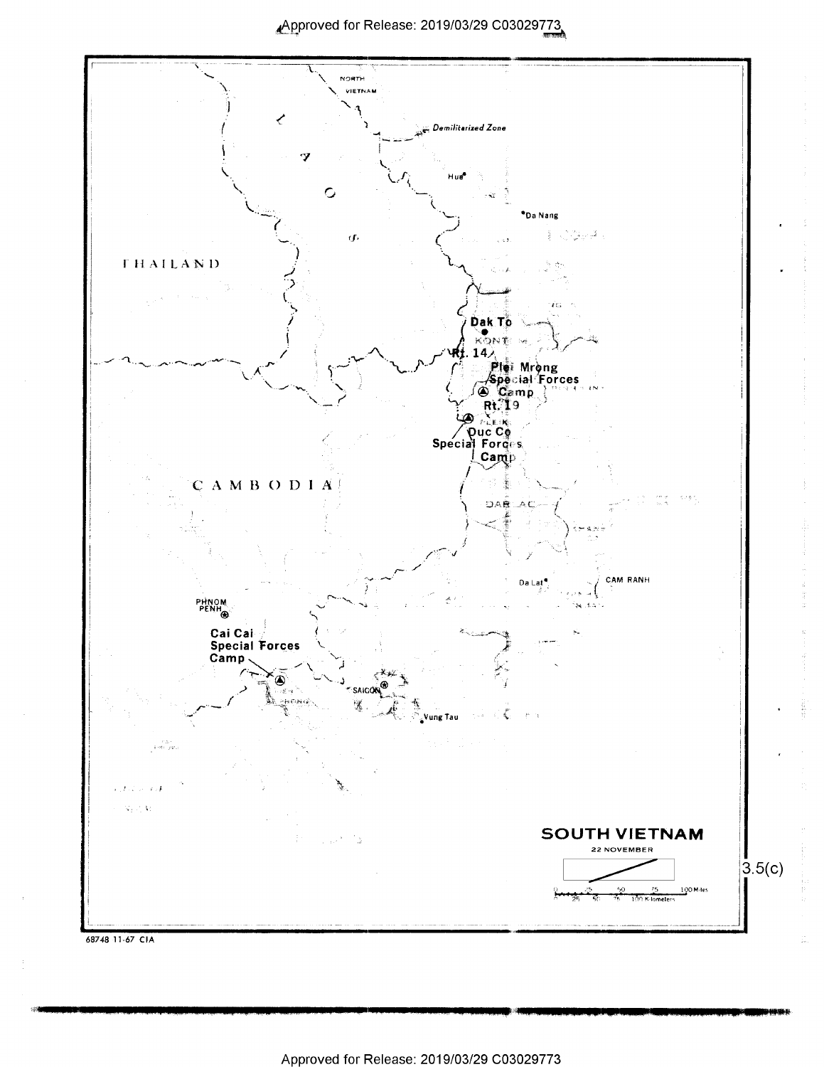NORTH VIETNAM

Demilitarized Zone

Hue

Da Nang

THAILAND

LAOS

Dak To

KONTUM

Rt. 14

Plei Mrong Special Forces Camp

Rt. 19

PLEIKU

Duc Co Special Forces Camp

CAMBODIA

DARLAC

Da Lat

CAM RANH

PHNOM PENH

Cai Cai Special Forces Camp

SAIGON

Vung Tau

SOUTH VIETNAM

22 NOVEMBER

3.5(c)

0 25 50 75 100 Miles

0 25 50 75 100 Kilometers

68748 11-67 CIA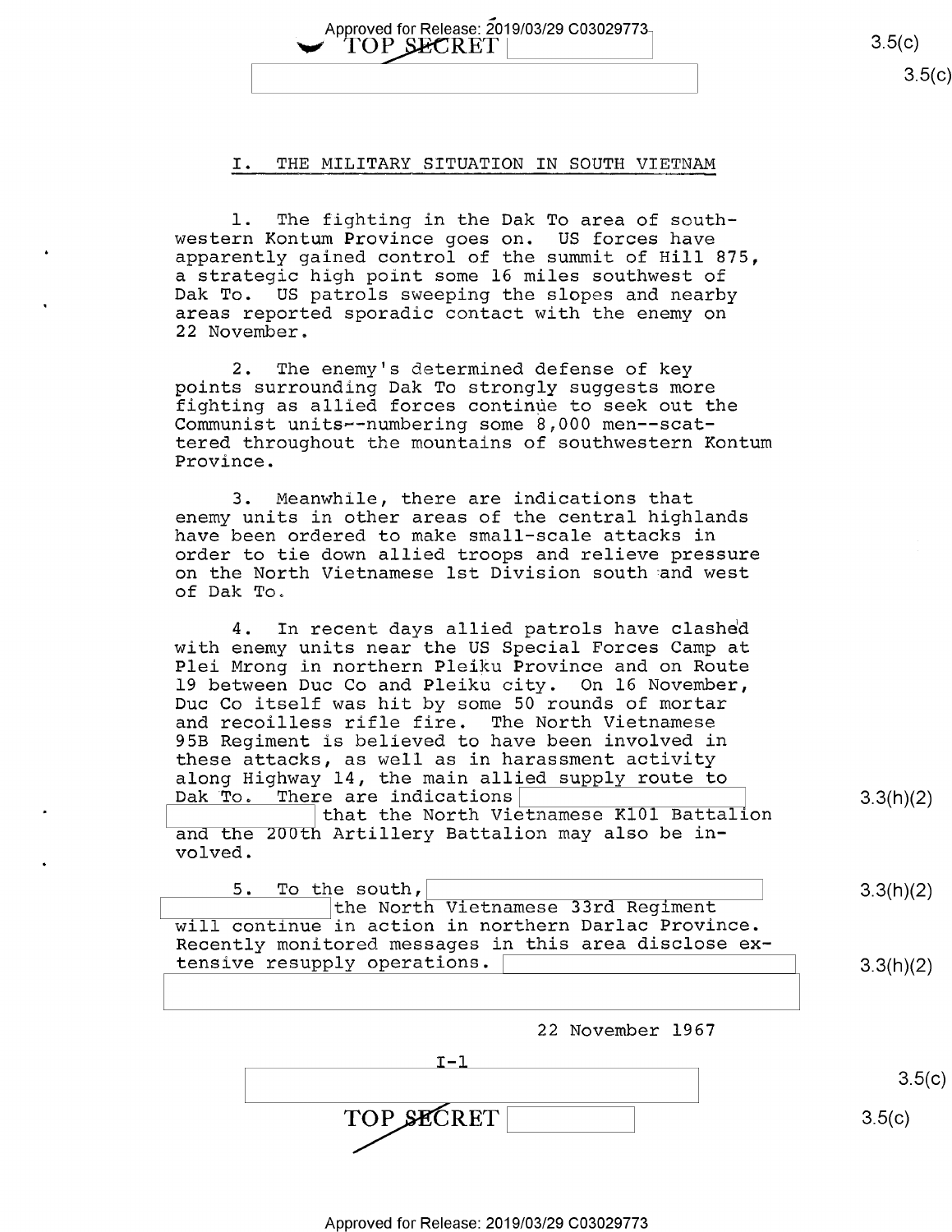## I. THE MILITARY SITUATION IN SOUTH VIETNAM

1. The fighting in the Dak To area of southwestern Kontum Province goes on. US forces have apparently gained control of the summit of Hill 875, a strategic high point some 16 miles southwest of Dak To. US patrols sweeping the slopes and nearby areas reported sporadic contact with the enemy on 22 November.

2. The enemy's determined defense of key points surrounding Dak To strongly suggests more fighting as allied forces continue to seek out the Communist units--numbering some 8,000 men--scattered throughout the mountains of southwestern Kontum Province.

3. Meanwhile, there are indications that enemy units in other areas of the central highlands have been ordered to make small-scale attacks in order to tie down allied troops and relieve pressure on the North Vietnamese 1st Division south and west of Dak To.

4. In recent days allied patrols have clashed with enemy units near the US Special Forces Camp at Plei Mrong in northern Pleiku Province and on Route 19 between Duc Co and Pleiku city. On 16 November, Duc Co itself was hit by some 50 rounds of mortar and recoilless rifle fire. The North Vietnamese 95B Regiment is believed to have been involved in these attacks, as well as in harassment activity along Highway 14, the main allied supply route to Dak To. There are indications [redacted] that the North Vietnamese K101 Battalion and the 200th Artillery Battalion may also be involved.

5. To the south, [redacted] the North Vietnamese 33rd Regiment will continue in action in northern Darlac Province. Recently monitored messages in this area disclose extensive resupply operations. [redacted]

22 November 1967

I-1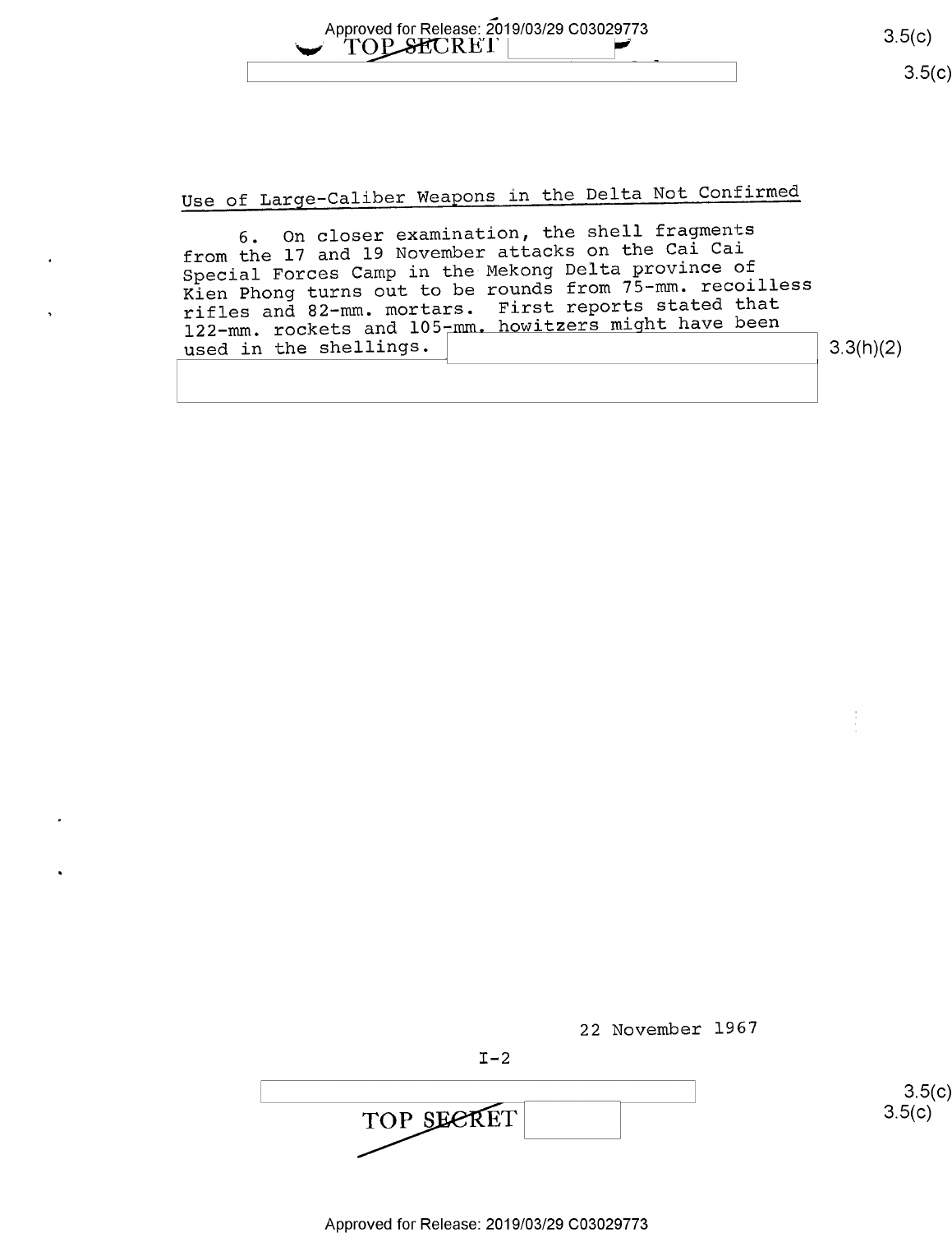## Use of Large-Caliber Weapons in the Delta Not Confirmed

6. On closer examination, the shell fragments from the 17 and 19 November attacks on the Cai Cai Special Forces Camp in the Mekong Delta province of Kien Phong turns out to be rounds from 75-mm. recoilless rifles and 82-mm. mortars. First reports stated that 122-mm. rockets and 105-mm. howitzers might have been used in the shellings.

22 November 1967

I-2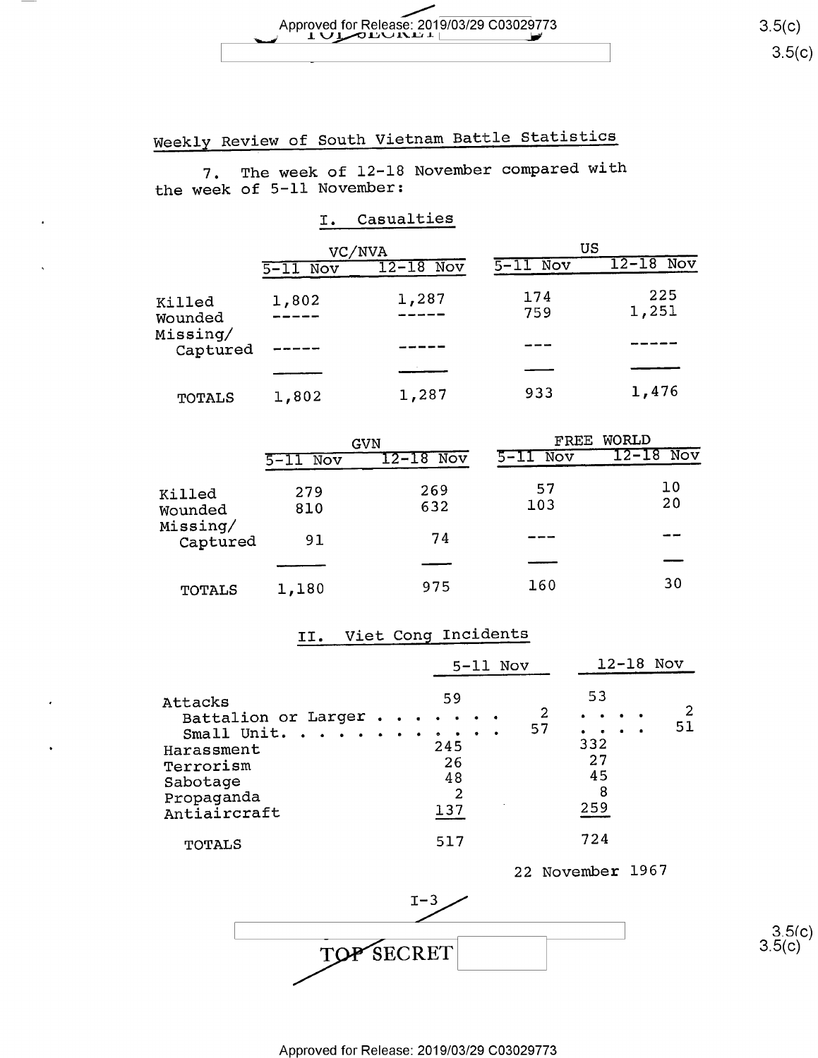## Weekly Review of South Vietnam Battle Statistics

7. The week of 12-18 November compared with the week of 5-11 November:

### I. Casualties

| | VC/NVA | | US | |
|---|---|---|---|---|
| | 5-11 Nov | 12-18 Nov | 5-11 Nov | 12-18 Nov |
| Killed | 1,802 | 1,287 | 174 | 225 |
| Wounded | ----- | ----- | 759 | 1,251 |
| Missing/ Captured | ----- | ----- | --- | ----- |
| TOTALS | 1,802 | 1,287 | 933 | 1,476 |

| | GVN | | FREE WORLD | |
|---|---|---|---|---|
| | 5-11 Nov | 12-18 Nov | 5-11 Nov | 12-18 Nov |
| Killed | 279 | 269 | 57 | 10 |
| Wounded | 810 | 632 | 103 | 20 |
| Missing/ Captured | 91 | 74 | --- | -- |
| TOTALS | 1,180 | 975 | 160 | 30 |

### II. Viet Cong Incidents

| | 5-11 Nov | | 12-18 Nov | |
|---|---|---|---|---|
| Attacks | 59 | | 53 | |
| Battalion or Larger | | 2 | | 2 |
| Small Unit | | 57 | | 51 |
| Harassment | 245 | | 332 | |
| Terrorism | 26 | | 27 | |
| Sabotage | 48 | | 45 | |
| Propaganda | 2 | | 8 | |
| Antiaircraft | 137 | | 259 | |
| TOTALS | 517 | | 724 | |

22 November 1967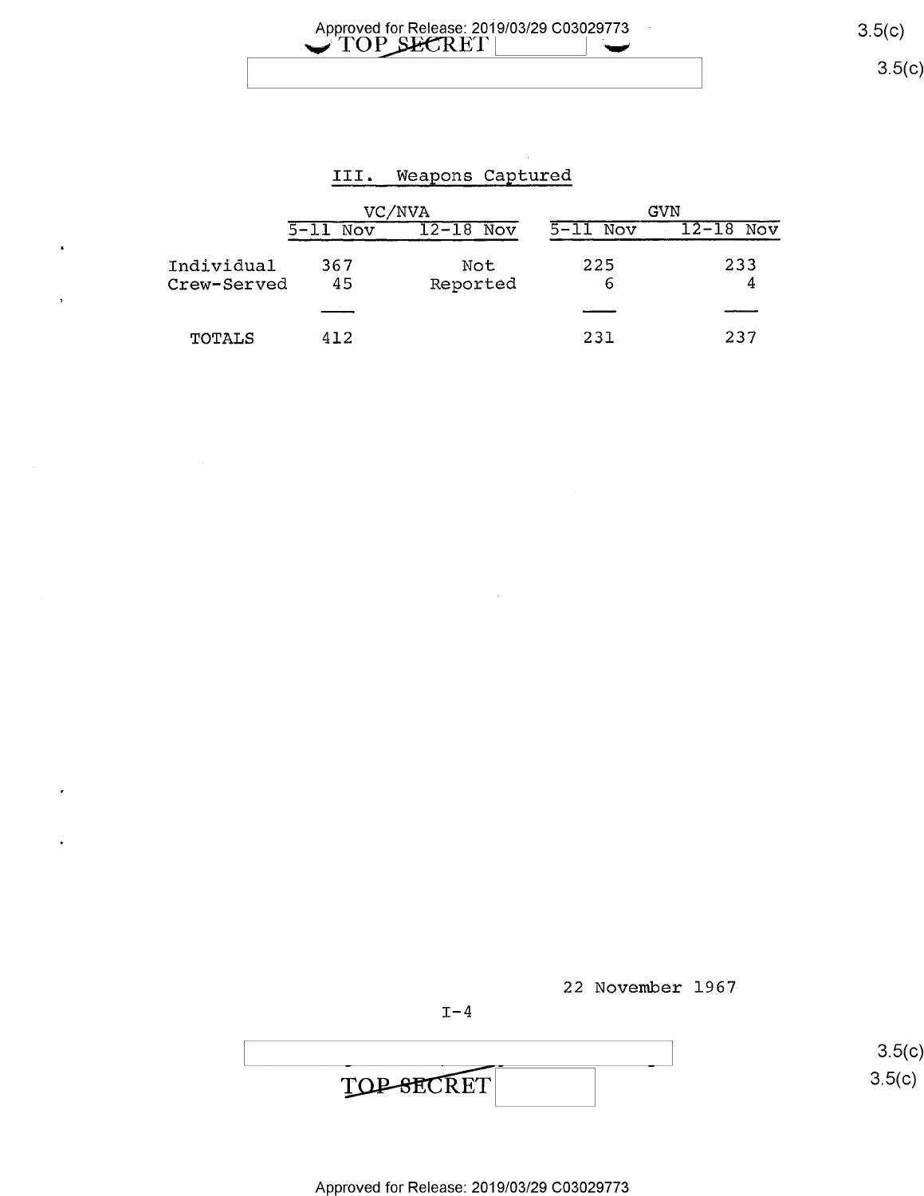## III. Weapons Captured

| | VC/NVA | | GVN | |
|---|---|---|---|---|
| | 5-11 Nov | 12-18 Nov | 5-11 Nov | 12-18 Nov |
| Individual | 367 | Not Reported | 225 | 233 |
| Crew-Served | 45 | | 6 | 4 |
| TOTALS | 412 | | 231 | 237 |

22 November 1967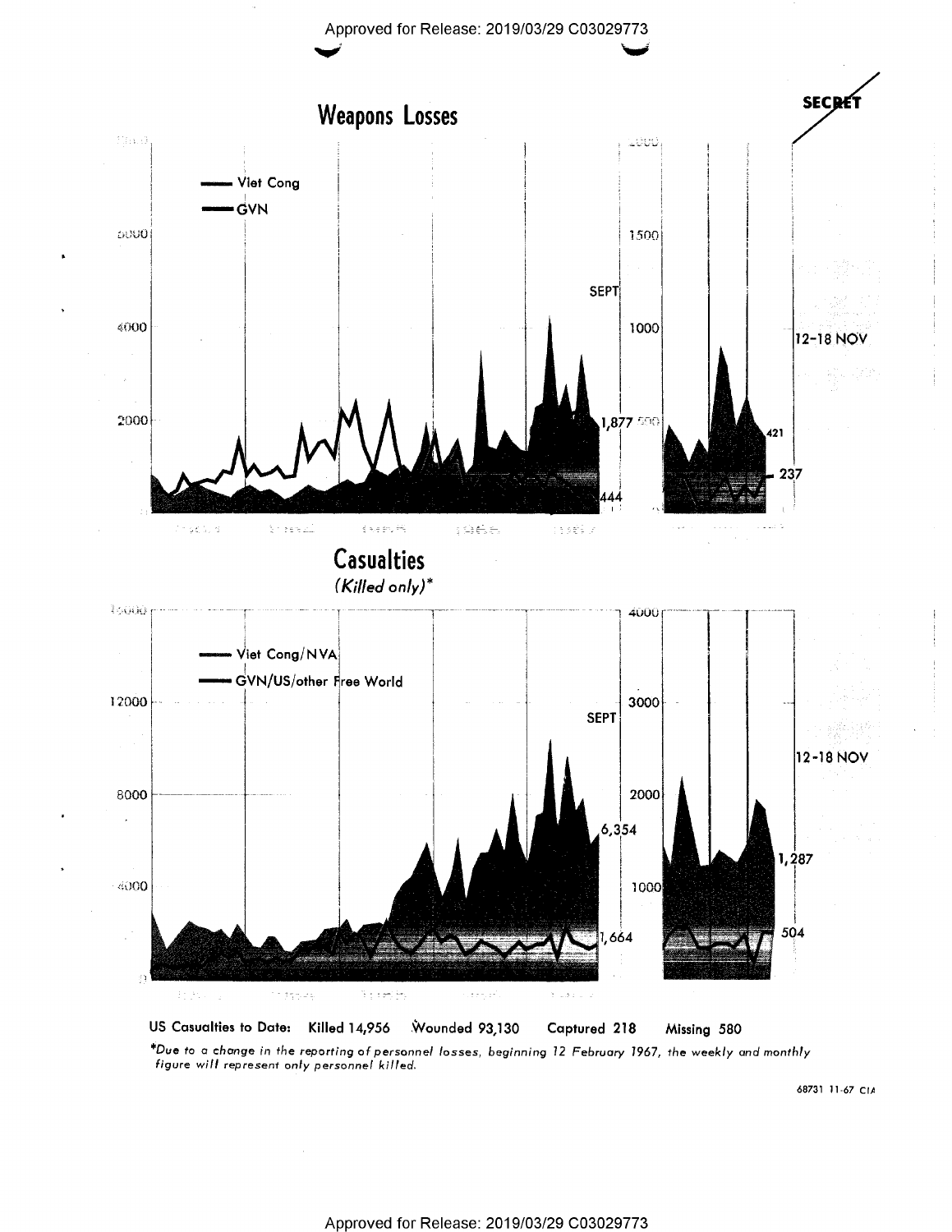SECRET

# Weapons Losses

— Viet Cong
— GVN

SEPT

1,877

444

12-18 NOV

421

237

# Casualties

*(Killed only)**

— Viet Cong/NVA
— GVN/US/other Free World

SEPT

6,354

1,664

12-18 NOV

1,287

504

US Casualties to Date: Killed 14,956 Wounded 93,130 Captured 218 Missing 580

**Due to a change in the reporting of personnel losses, beginning 12 February 1967, the weekly and monthly figure will represent only personnel killed.*

68731 11-67 CIA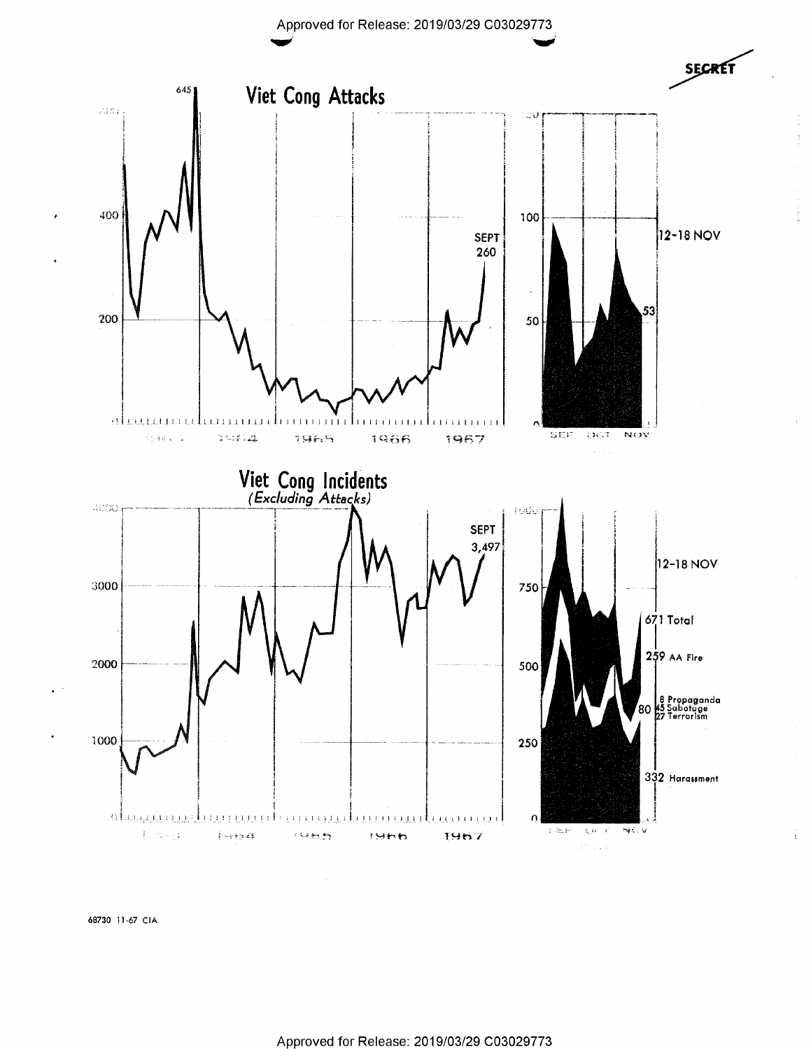SECRET

# Viet Cong Attacks

645

SEPT
260

12-18 NOV

53

1963 1964 1965 1966 1967

SEP OCT NOV

# Viet Cong Incidents
*(Excluding Attacks)*

SEPT
3,497

12-18 NOV

671 Total

259 AA Fire

80 8 Propaganda
45 Sabotage
27 Terrorism

332 Harassment

1963 1964 1965 1966 1967

SEP OCT NOV

68730 11-67 CIA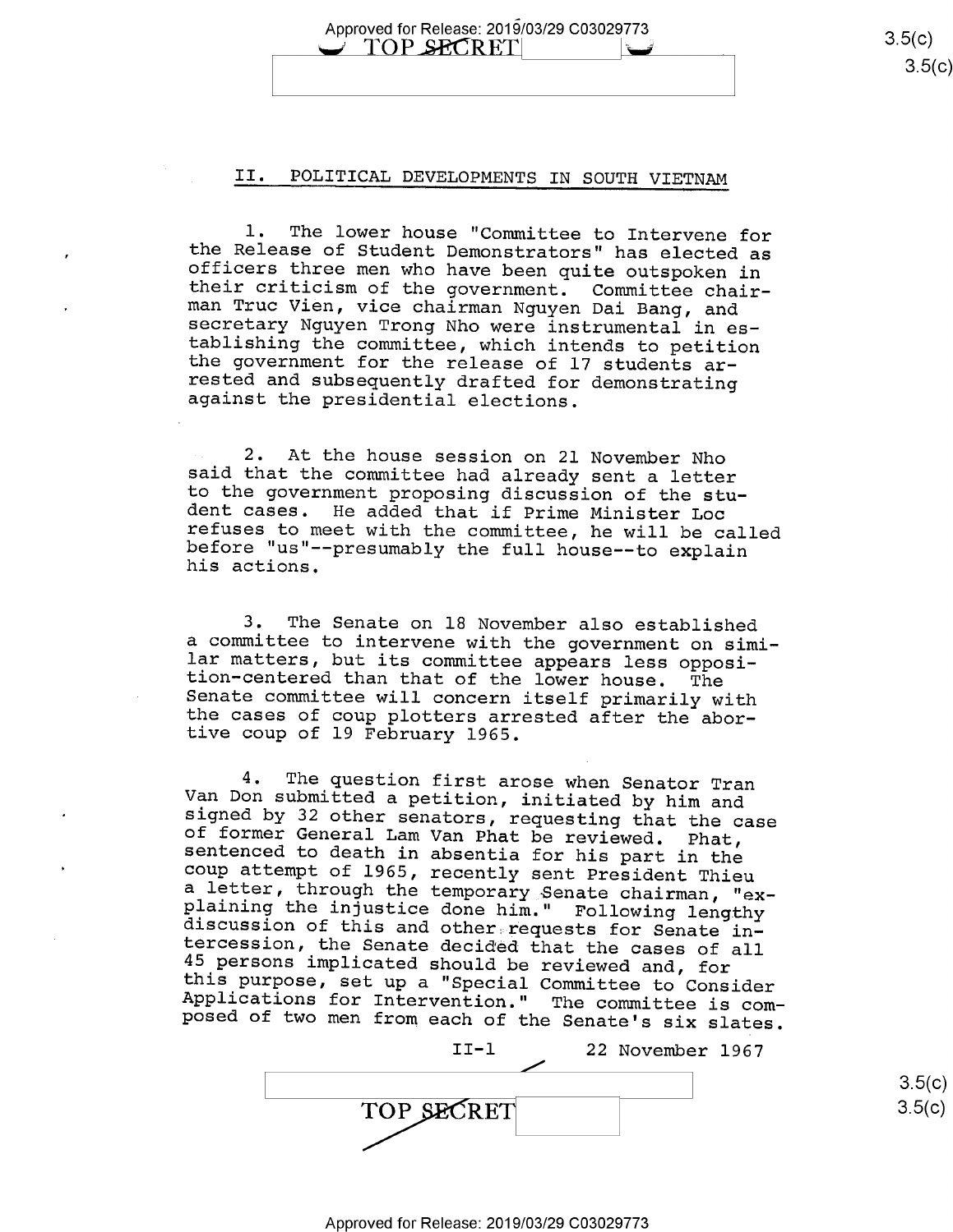## II. POLITICAL DEVELOPMENTS IN SOUTH VIETNAM

1. The lower house "Committee to Intervene for the Release of Student Demonstrators" has elected as officers three men who have been quite outspoken in their criticism of the government. Committee chairman Truc Vien, vice chairman Nguyen Dai Bang, and secretary Nguyen Trong Nho were instrumental in establishing the committee, which intends to petition the government for the release of 17 students arrested and subsequently drafted for demonstrating against the presidential elections.

2. At the house session on 21 November Nho said that the committee had already sent a letter to the government proposing discussion of the student cases. He added that if Prime Minister Loc refuses to meet with the committee, he will be called before "us"--presumably the full house--to explain his actions.

3. The Senate on 18 November also established a committee to intervene with the government on similar matters, but its committee appears less opposition-centered than that of the lower house. The Senate committee will concern itself primarily with the cases of coup plotters arrested after the abortive coup of 19 February 1965.

4. The question first arose when Senator Tran Van Don submitted a petition, initiated by him and signed by 32 other senators, requesting that the case of former General Lam Van Phat be reviewed. Phat, sentenced to death in absentia for his part in the coup attempt of 1965, recently sent President Thieu a letter, through the temporary Senate chairman, "explaining the injustice done him." Following lengthy discussion of this and other requests for Senate intercession, the Senate decided that the cases of all 45 persons implicated should be reviewed and, for this purpose, set up a "Special Committee to Consider Applications for Intervention." The committee is composed of two men from each of the Senate's six slates.

22 November 1967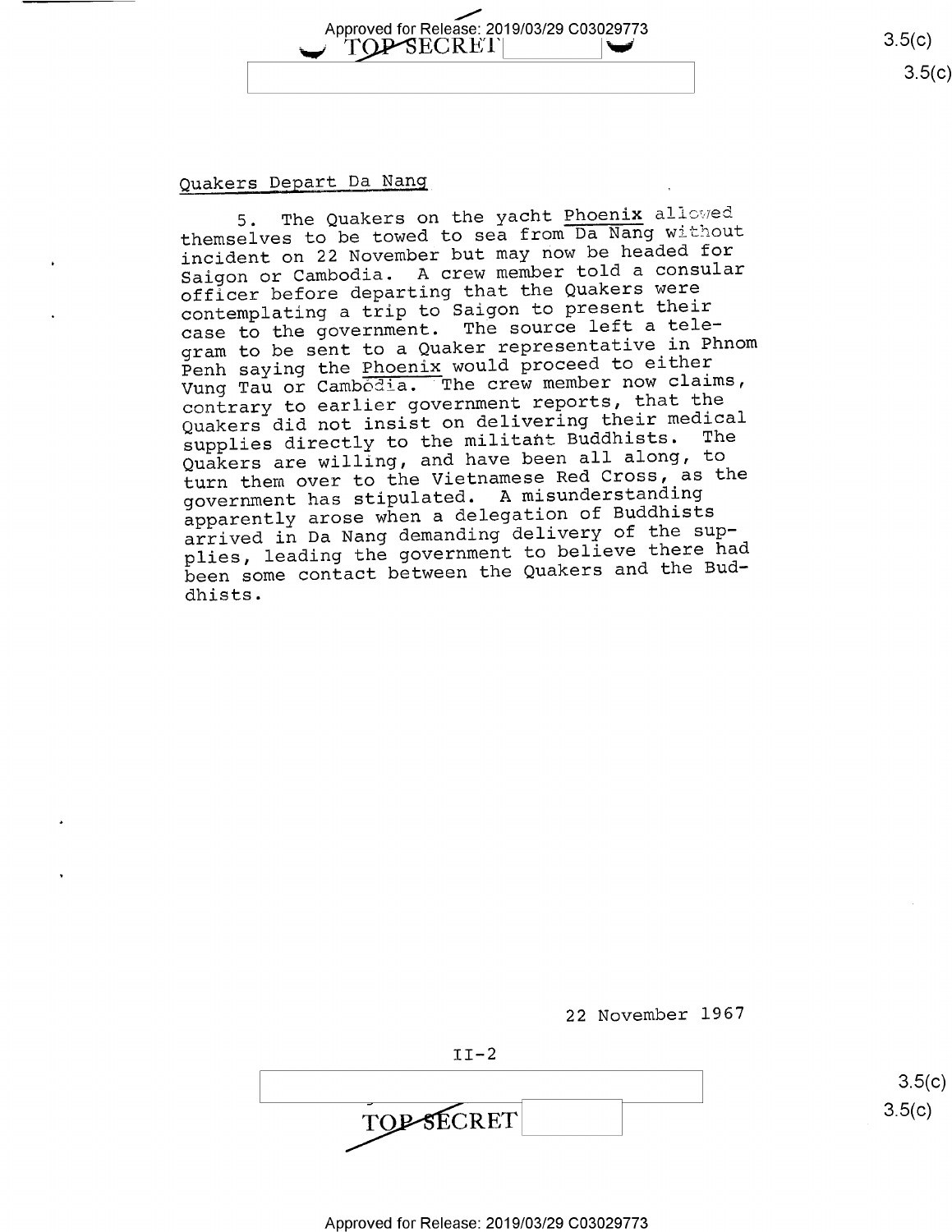## Quakers Depart Da Nang

5. The Quakers on the yacht Phoenix allowed themselves to be towed to sea from Da Nang without incident on 22 November but may now be headed for Saigon or Cambodia. A crew member told a consular officer before departing that the Quakers were contemplating a trip to Saigon to present their case to the government. The source left a telegram to be sent to a Quaker representative in Phnom Penh saying the Phoenix would proceed to either Vung Tau or Cambodia. The crew member now claims, contrary to earlier government reports, that the Quakers did not insist on delivering their medical supplies directly to the militant Buddhists. The Quakers are willing, and have been all along, to turn them over to the Vietnamese Red Cross, as the government has stipulated. A misunderstanding apparently arose when a delegation of Buddhists arrived in Da Nang demanding delivery of the supplies, leading the government to believe there had been some contact between the Quakers and the Buddhists.

22 November 1967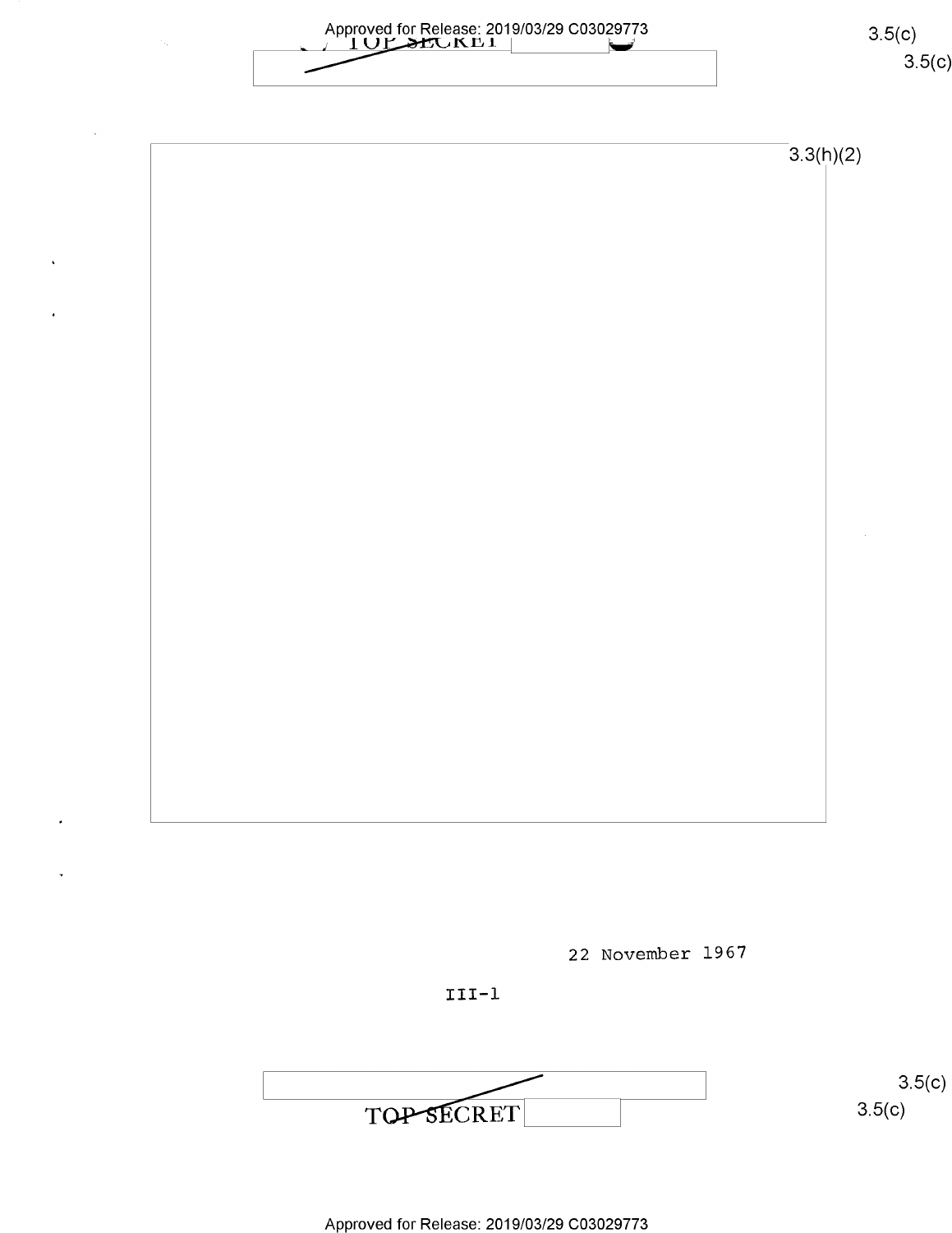3.3(h)(2)

22 November 1967

III-1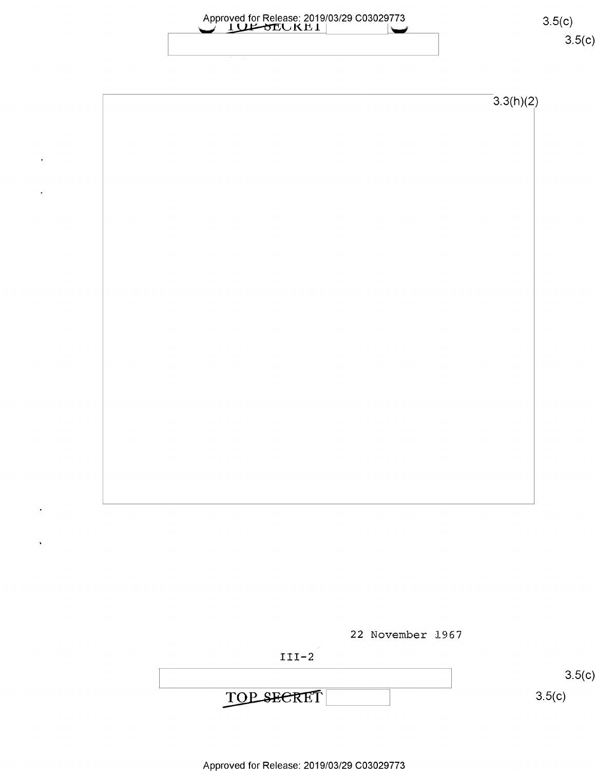3.3(h)(2)

22 November 1967

III-2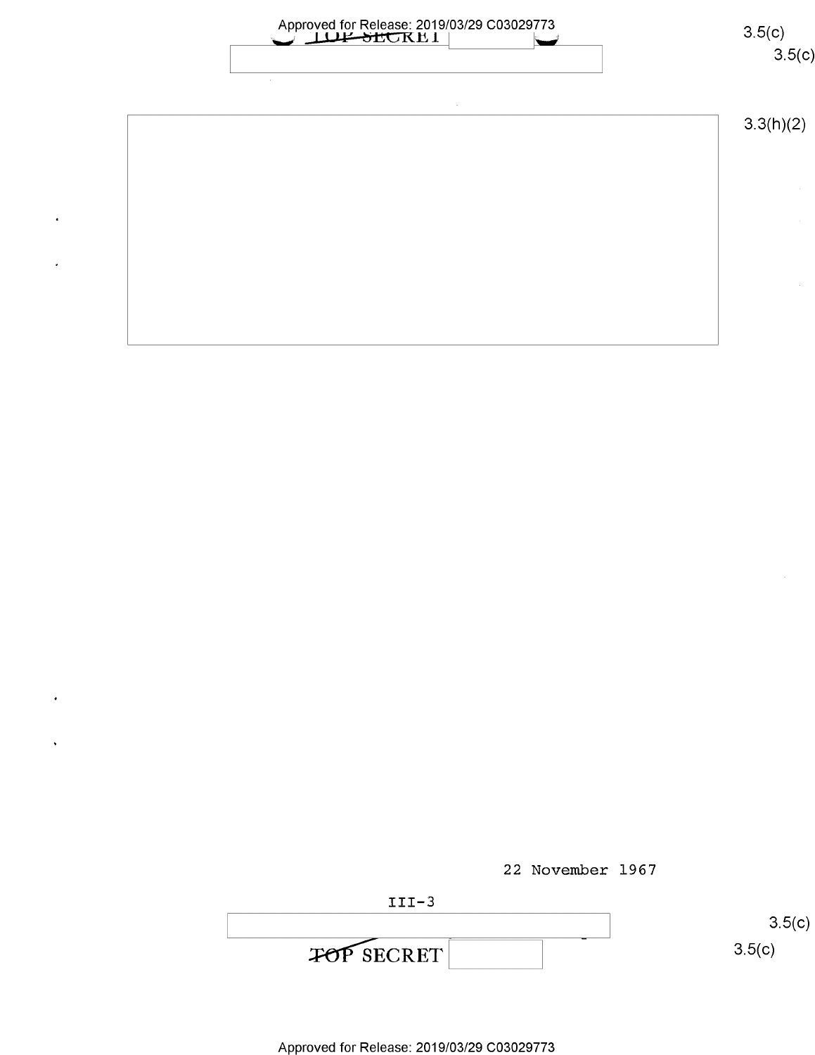TOP SECRET

3.5(c)

3.5(c)

3.3(h)(2)

22 November 1967

III-3

3.5(c)

TOP SECRET

3.5(c)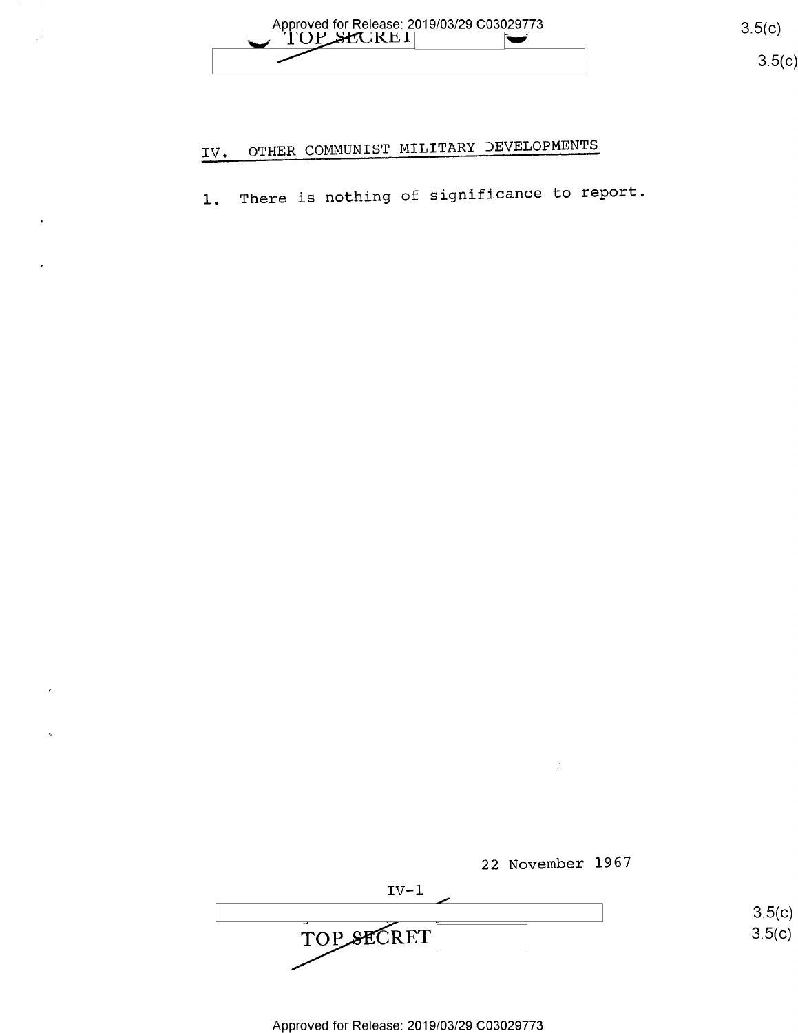## IV. OTHER COMMUNIST MILITARY DEVELOPMENTS

1. There is nothing of significance to report.

22 November 1967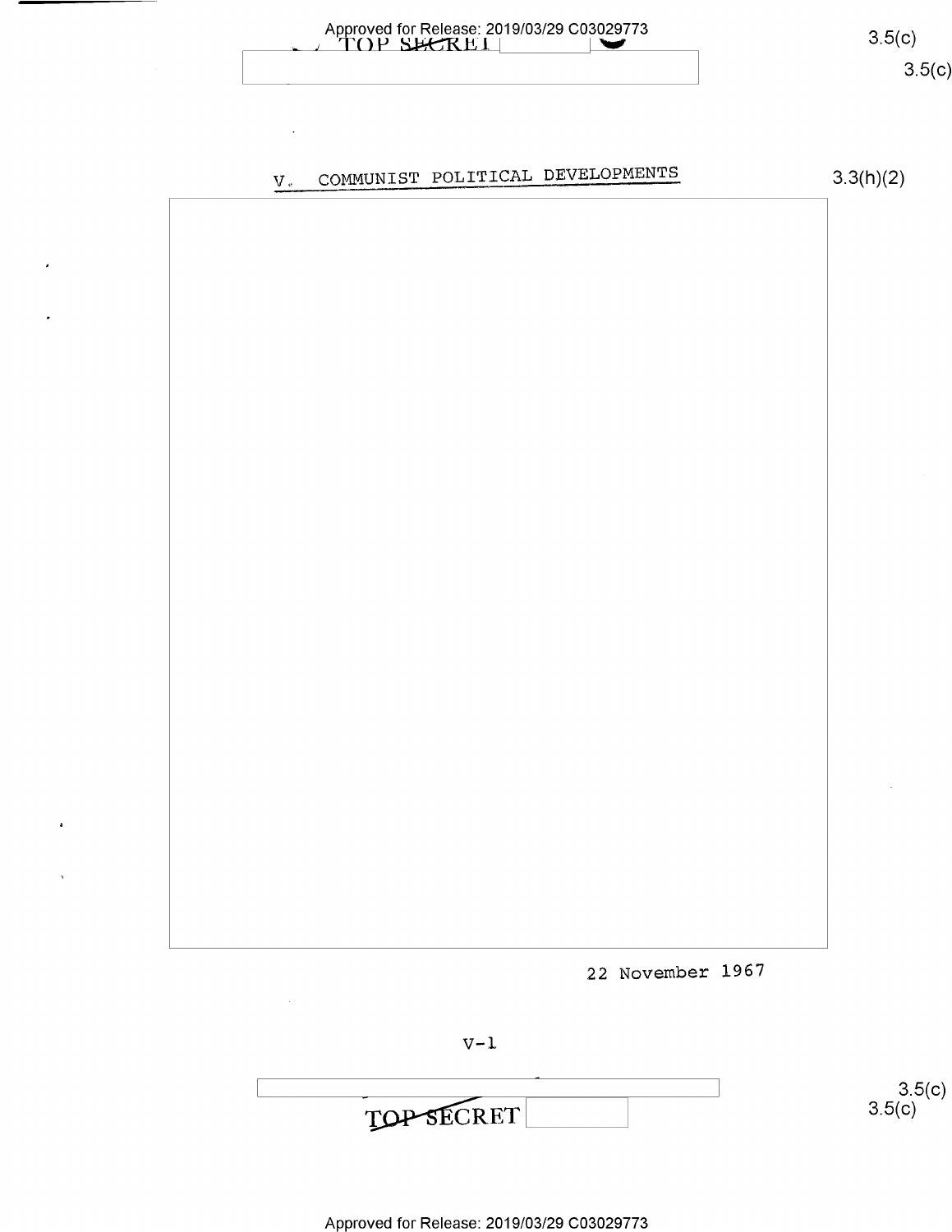## V. COMMUNIST POLITICAL DEVELOPMENTS

3.3(h)(2)

22 November 1967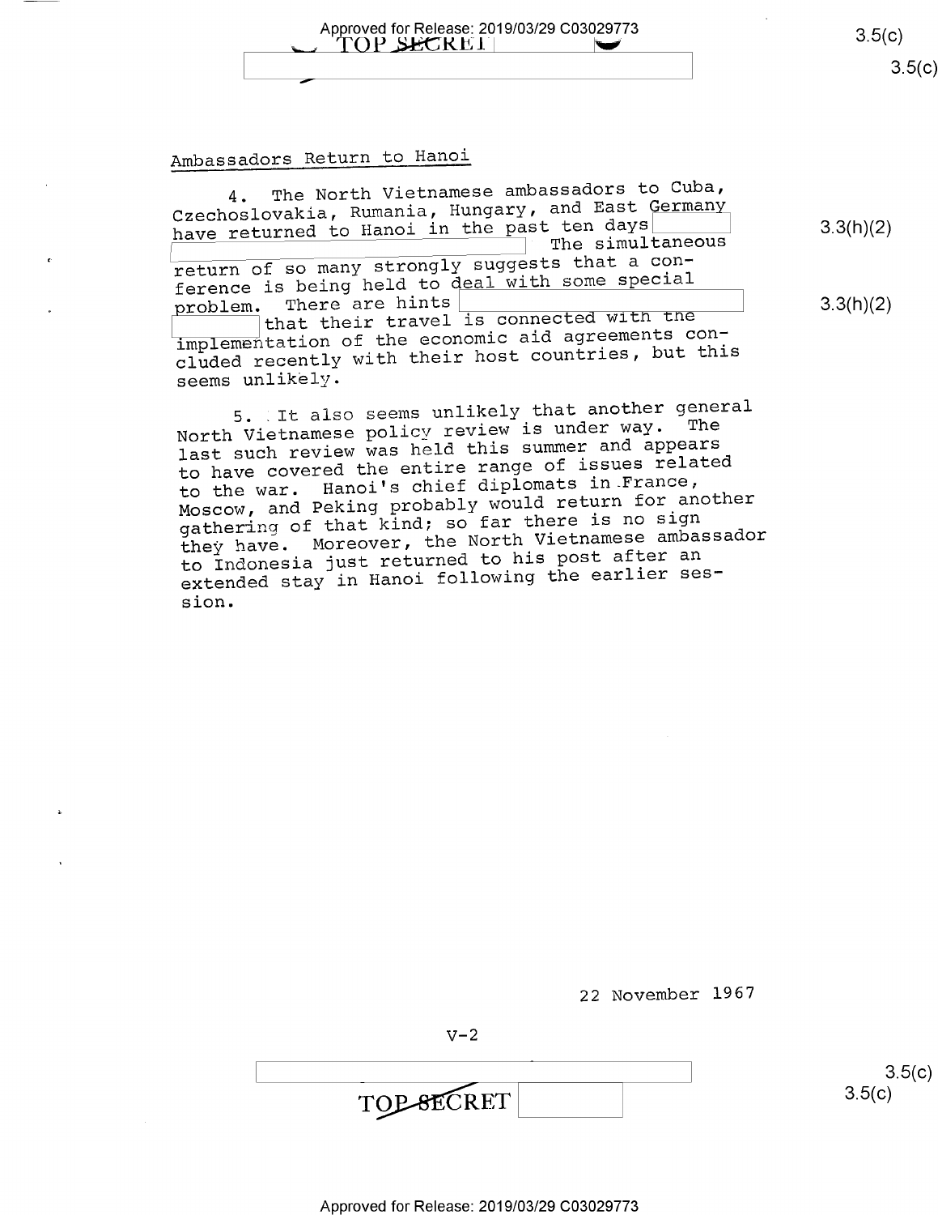## Ambassadors Return to Hanoi

4. The North Vietnamese ambassadors to Cuba, Czechoslovakia, Rumania, Hungary, and East Germany have returned to Hanoi in the past ten days [redacted] The simultaneous return of so many strongly suggests that a conference is being held to deal with some special problem. There are hints [redacted] that their travel is connected with the implementation of the economic aid agreements concluded recently with their host countries, but this seems unlikely.

5. It also seems unlikely that another general North Vietnamese policy review is under way. The last such review was held this summer and appears to have covered the entire range of issues related to the war. Hanoi's chief diplomats in France, Moscow, and Peking probably would return for another gathering of that kind; so far there is no sign they have. Moreover, the North Vietnamese ambassador to Indonesia just returned to his post after an extended stay in Hanoi following the earlier session.

22 November 1967